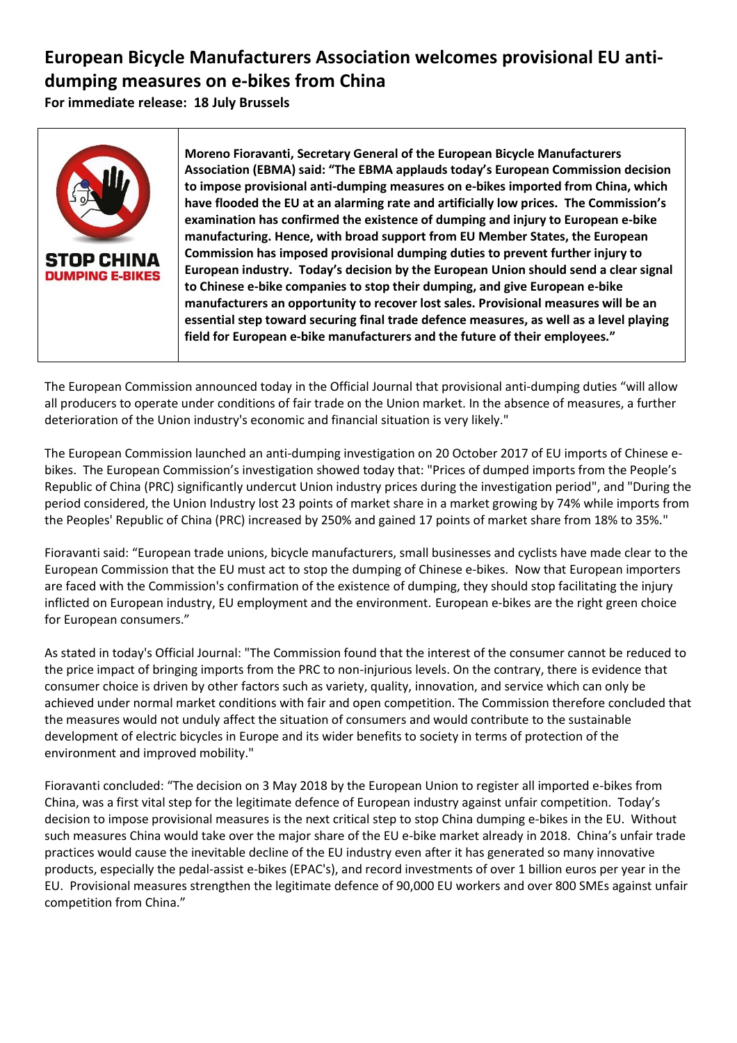# European Bicycle Manufacturers Association welcomes provisional EU anti-dumping measures on e-bikes from China

**For immediate release: 18 July Brussels**

STOP CHINA DUMPING E-BIKES

**Moreno Fioravanti, Secretary General of the European Bicycle Manufacturers Association (EBMA) said: "The EBMA applauds today's European Commission decision to impose provisional anti-dumping measures on e-bikes imported from China, which have flooded the EU at an alarming rate and artificially low prices. The Commission's examination has confirmed the existence of dumping and injury to European e-bike manufacturing. Hence, with broad support from EU Member States, the European Commission has imposed provisional dumping duties to prevent further injury to European industry. Today's decision by the European Union should send a clear signal to Chinese e-bike companies to stop their dumping, and give European e-bike manufacturers an opportunity to recover lost sales. Provisional measures will be an essential step toward securing final trade defence measures, as well as a level playing field for European e-bike manufacturers and the future of their employees."**

The European Commission announced today in the Official Journal that provisional anti-dumping duties "will allow all producers to operate under conditions of fair trade on the Union market. In the absence of measures, a further deterioration of the Union industry's economic and financial situation is very likely."

The European Commission launched an anti-dumping investigation on 20 October 2017 of EU imports of Chinese e-bikes. The European Commission's investigation showed today that: "Prices of dumped imports from the People's Republic of China (PRC) significantly undercut Union industry prices during the investigation period", and "During the period considered, the Union Industry lost 23 points of market share in a market growing by 74% while imports from the Peoples' Republic of China (PRC) increased by 250% and gained 17 points of market share from 18% to 35%."

Fioravanti said: "European trade unions, bicycle manufacturers, small businesses and cyclists have made clear to the European Commission that the EU must act to stop the dumping of Chinese e-bikes. Now that European importers are faced with the Commission's confirmation of the existence of dumping, they should stop facilitating the injury inflicted on European industry, EU employment and the environment. European e-bikes are the right green choice for European consumers."

As stated in today's Official Journal: "The Commission found that the interest of the consumer cannot be reduced to the price impact of bringing imports from the PRC to non-injurious levels. On the contrary, there is evidence that consumer choice is driven by other factors such as variety, quality, innovation, and service which can only be achieved under normal market conditions with fair and open competition. The Commission therefore concluded that the measures would not unduly affect the situation of consumers and would contribute to the sustainable development of electric bicycles in Europe and its wider benefits to society in terms of protection of the environment and improved mobility."

Fioravanti concluded: "The decision on 3 May 2018 by the European Union to register all imported e-bikes from China, was a first vital step for the legitimate defence of European industry against unfair competition. Today's decision to impose provisional measures is the next critical step to stop China dumping e-bikes in the EU. Without such measures China would take over the major share of the EU e-bike market already in 2018. China's unfair trade practices would cause the inevitable decline of the EU industry even after it has generated so many innovative products, especially the pedal-assist e-bikes (EPAC's), and record investments of over 1 billion euros per year in the EU. Provisional measures strengthen the legitimate defence of 90,000 EU workers and over 800 SMEs against unfair competition from China."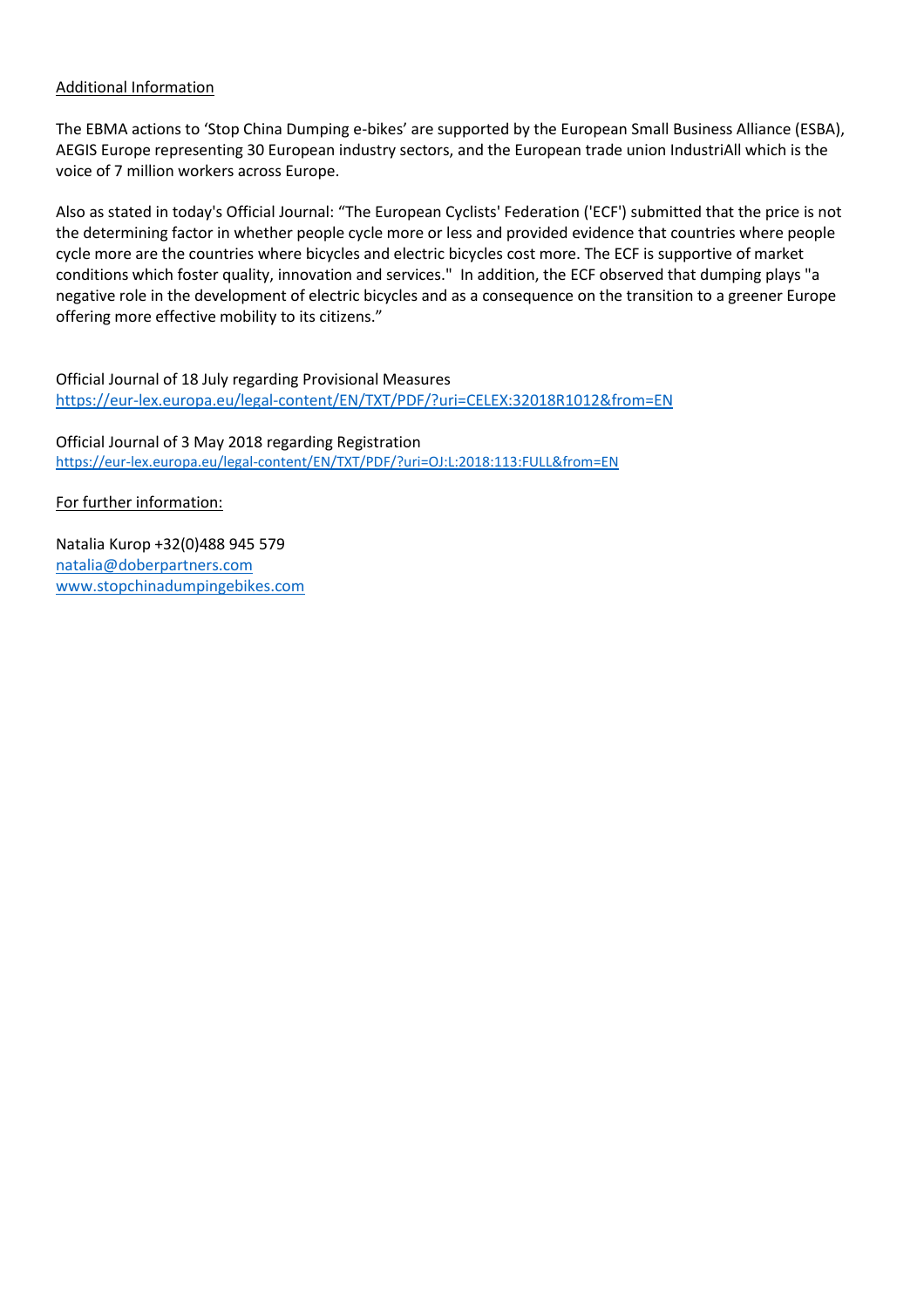Additional Information

The EBMA actions to 'Stop China Dumping e-bikes' are supported by the European Small Business Alliance (ESBA), AEGIS Europe representing 30 European industry sectors, and the European trade union IndustriAll which is the voice of 7 million workers across Europe.

Also as stated in today's Official Journal: "The European Cyclists' Federation ('ECF') submitted that the price is not the determining factor in whether people cycle more or less and provided evidence that countries where people cycle more are the countries where bicycles and electric bicycles cost more. The ECF is supportive of market conditions which foster quality, innovation and services." In addition, the ECF observed that dumping plays "a negative role in the development of electric bicycles and as a consequence on the transition to a greener Europe offering more effective mobility to its citizens."

Official Journal of 18 July regarding Provisional Measures
https://eur-lex.europa.eu/legal-content/EN/TXT/PDF/?uri=CELEX:32018R1012&from=EN

Official Journal of 3 May 2018 regarding Registration
https://eur-lex.europa.eu/legal-content/EN/TXT/PDF/?uri=OJ:L:2018:113:FULL&from=EN

For further information:

Natalia Kurop +32(0)488 945 579
natalia@doberpartners.com
www.stopchinadumpingebikes.com